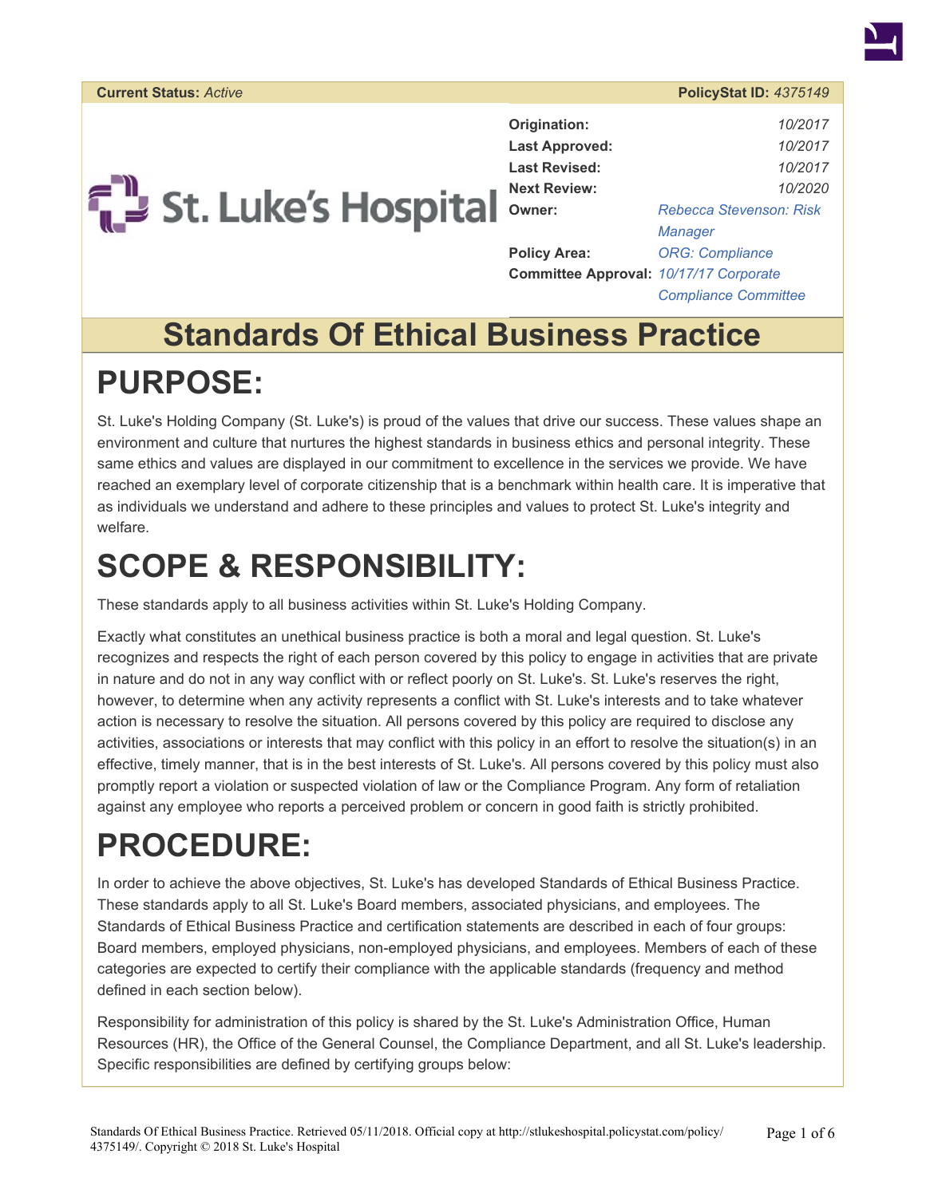**Current Status:** *Active* | **PolicyStat ID:** *4375149*

St. Luke's Hospital

| | |
|---|---|
| **Origination:** | *10/2017* |
| **Last Approved:** | *10/2017* |
| **Last Revised:** | *10/2017* |
| **Next Review:** | *10/2020* |
| **Owner:** | *Rebecca Stevenson: Risk Manager* |
| **Policy Area:** | *ORG: Compliance* |
| **Committee Approval:** | *10/17/17 Corporate Compliance Committee* |

# Standards Of Ethical Business Practice

# PURPOSE:

St. Luke's Holding Company (St. Luke's) is proud of the values that drive our success. These values shape an environment and culture that nurtures the highest standards in business ethics and personal integrity. These same ethics and values are displayed in our commitment to excellence in the services we provide. We have reached an exemplary level of corporate citizenship that is a benchmark within health care. It is imperative that as individuals we understand and adhere to these principles and values to protect St. Luke's integrity and welfare.

# SCOPE & RESPONSIBILITY:

These standards apply to all business activities within St. Luke's Holding Company.

Exactly what constitutes an unethical business practice is both a moral and legal question. St. Luke's recognizes and respects the right of each person covered by this policy to engage in activities that are private in nature and do not in any way conflict with or reflect poorly on St. Luke's. St. Luke's reserves the right, however, to determine when any activity represents a conflict with St. Luke's interests and to take whatever action is necessary to resolve the situation. All persons covered by this policy are required to disclose any activities, associations or interests that may conflict with this policy in an effort to resolve the situation(s) in an effective, timely manner, that is in the best interests of St. Luke's. All persons covered by this policy must also promptly report a violation or suspected violation of law or the Compliance Program. Any form of retaliation against any employee who reports a perceived problem or concern in good faith is strictly prohibited.

# PROCEDURE:

In order to achieve the above objectives, St. Luke's has developed Standards of Ethical Business Practice. These standards apply to all St. Luke's Board members, associated physicians, and employees. The Standards of Ethical Business Practice and certification statements are described in each of four groups: Board members, employed physicians, non-employed physicians, and employees. Members of each of these categories are expected to certify their compliance with the applicable standards (frequency and method defined in each section below).

Responsibility for administration of this policy is shared by the St. Luke's Administration Office, Human Resources (HR), the Office of the General Counsel, the Compliance Department, and all St. Luke's leadership. Specific responsibilities are defined by certifying groups below: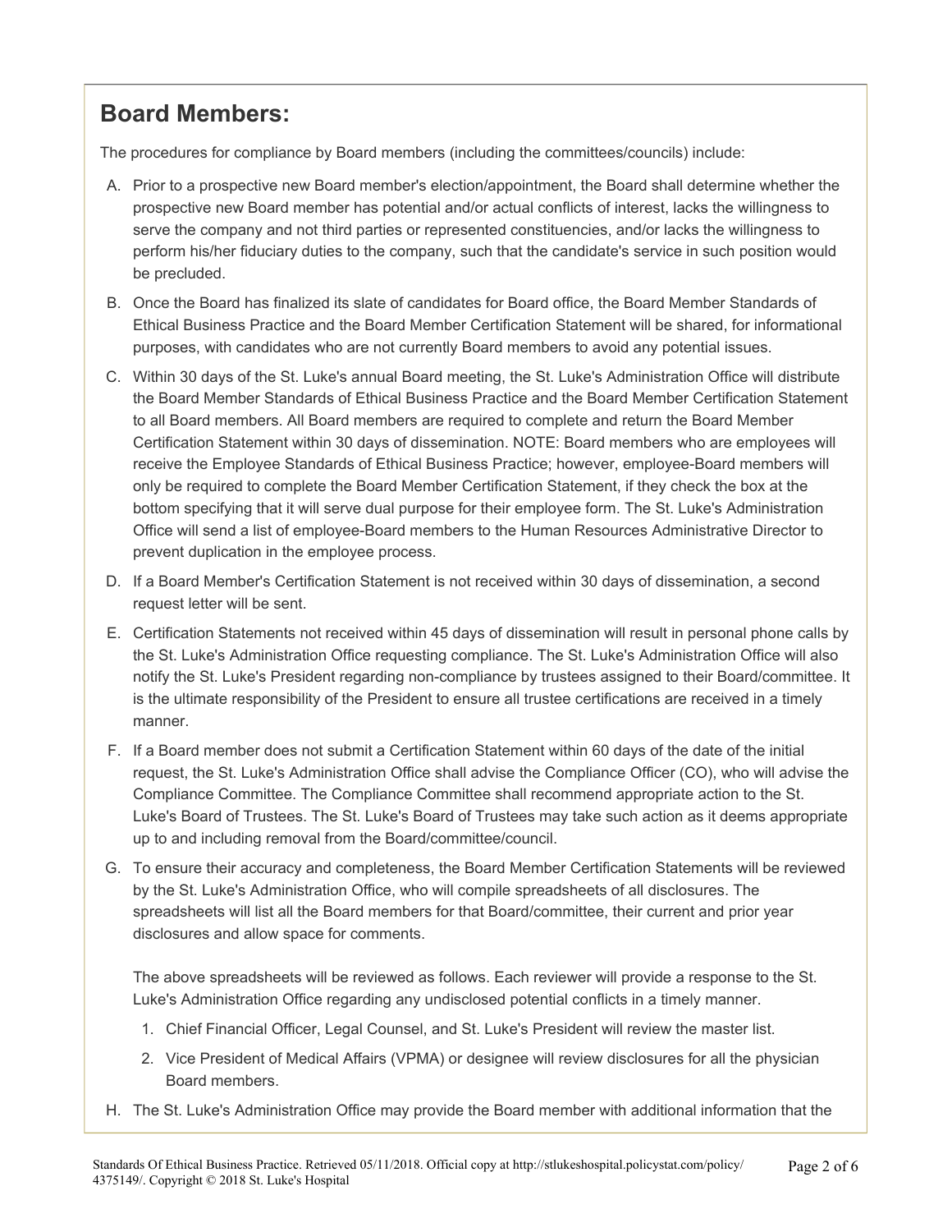## Board Members:

The procedures for compliance by Board members (including the committees/councils) include:

A. Prior to a prospective new Board member's election/appointment, the Board shall determine whether the prospective new Board member has potential and/or actual conflicts of interest, lacks the willingness to serve the company and not third parties or represented constituencies, and/or lacks the willingness to perform his/her fiduciary duties to the company, such that the candidate's service in such position would be precluded.

B. Once the Board has finalized its slate of candidates for Board office, the Board Member Standards of Ethical Business Practice and the Board Member Certification Statement will be shared, for informational purposes, with candidates who are not currently Board members to avoid any potential issues.

C. Within 30 days of the St. Luke's annual Board meeting, the St. Luke's Administration Office will distribute the Board Member Standards of Ethical Business Practice and the Board Member Certification Statement to all Board members. All Board members are required to complete and return the Board Member Certification Statement within 30 days of dissemination. NOTE: Board members who are employees will receive the Employee Standards of Ethical Business Practice; however, employee-Board members will only be required to complete the Board Member Certification Statement, if they check the box at the bottom specifying that it will serve dual purpose for their employee form. The St. Luke's Administration Office will send a list of employee-Board members to the Human Resources Administrative Director to prevent duplication in the employee process.

D. If a Board Member's Certification Statement is not received within 30 days of dissemination, a second request letter will be sent.

E. Certification Statements not received within 45 days of dissemination will result in personal phone calls by the St. Luke's Administration Office requesting compliance. The St. Luke's Administration Office will also notify the St. Luke's President regarding non-compliance by trustees assigned to their Board/committee. It is the ultimate responsibility of the President to ensure all trustee certifications are received in a timely manner.

F. If a Board member does not submit a Certification Statement within 60 days of the date of the initial request, the St. Luke's Administration Office shall advise the Compliance Officer (CO), who will advise the Compliance Committee. The Compliance Committee shall recommend appropriate action to the St. Luke's Board of Trustees. The St. Luke's Board of Trustees may take such action as it deems appropriate up to and including removal from the Board/committee/council.

G. To ensure their accuracy and completeness, the Board Member Certification Statements will be reviewed by the St. Luke's Administration Office, who will compile spreadsheets of all disclosures. The spreadsheets will list all the Board members for that Board/committee, their current and prior year disclosures and allow space for comments.

   The above spreadsheets will be reviewed as follows. Each reviewer will provide a response to the St. Luke's Administration Office regarding any undisclosed potential conflicts in a timely manner.

   1. Chief Financial Officer, Legal Counsel, and St. Luke's President will review the master list.
   2. Vice President of Medical Affairs (VPMA) or designee will review disclosures for all the physician Board members.

H. The St. Luke's Administration Office may provide the Board member with additional information that the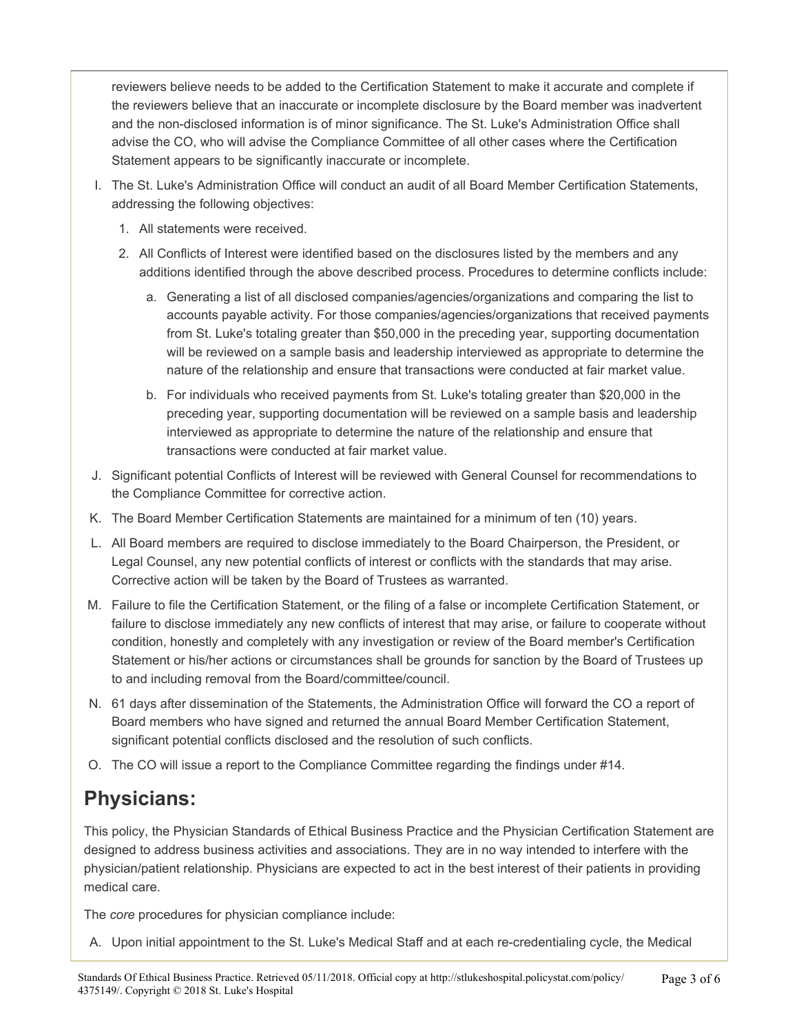reviewers believe needs to be added to the Certification Statement to make it accurate and complete if the reviewers believe that an inaccurate or incomplete disclosure by the Board member was inadvertent and the non-disclosed information is of minor significance. The St. Luke's Administration Office shall advise the CO, who will advise the Compliance Committee of all other cases where the Certification Statement appears to be significantly inaccurate or incomplete.

I. The St. Luke's Administration Office will conduct an audit of all Board Member Certification Statements, addressing the following objectives:
   1. All statements were received.
   2. All Conflicts of Interest were identified based on the disclosures listed by the members and any additions identified through the above described process. Procedures to determine conflicts include:
      a. Generating a list of all disclosed companies/agencies/organizations and comparing the list to accounts payable activity. For those companies/agencies/organizations that received payments from St. Luke's totaling greater than $50,000 in the preceding year, supporting documentation will be reviewed on a sample basis and leadership interviewed as appropriate to determine the nature of the relationship and ensure that transactions were conducted at fair market value.
      b. For individuals who received payments from St. Luke's totaling greater than $20,000 in the preceding year, supporting documentation will be reviewed on a sample basis and leadership interviewed as appropriate to determine the nature of the relationship and ensure that transactions were conducted at fair market value.

J. Significant potential Conflicts of Interest will be reviewed with General Counsel for recommendations to the Compliance Committee for corrective action.

K. The Board Member Certification Statements are maintained for a minimum of ten (10) years.

L. All Board members are required to disclose immediately to the Board Chairperson, the President, or Legal Counsel, any new potential conflicts of interest or conflicts with the standards that may arise. Corrective action will be taken by the Board of Trustees as warranted.

M. Failure to file the Certification Statement, or the filing of a false or incomplete Certification Statement, or failure to disclose immediately any new conflicts of interest that may arise, or failure to cooperate without condition, honestly and completely with any investigation or review of the Board member's Certification Statement or his/her actions or circumstances shall be grounds for sanction by the Board of Trustees up to and including removal from the Board/committee/council.

N. 61 days after dissemination of the Statements, the Administration Office will forward the CO a report of Board members who have signed and returned the annual Board Member Certification Statement, significant potential conflicts disclosed and the resolution of such conflicts.

O. The CO will issue a report to the Compliance Committee regarding the findings under #14.

## Physicians:

This policy, the Physician Standards of Ethical Business Practice and the Physician Certification Statement are designed to address business activities and associations. They are in no way intended to interfere with the physician/patient relationship. Physicians are expected to act in the best interest of their patients in providing medical care.

The *core* procedures for physician compliance include:

A. Upon initial appointment to the St. Luke's Medical Staff and at each re-credentialing cycle, the Medical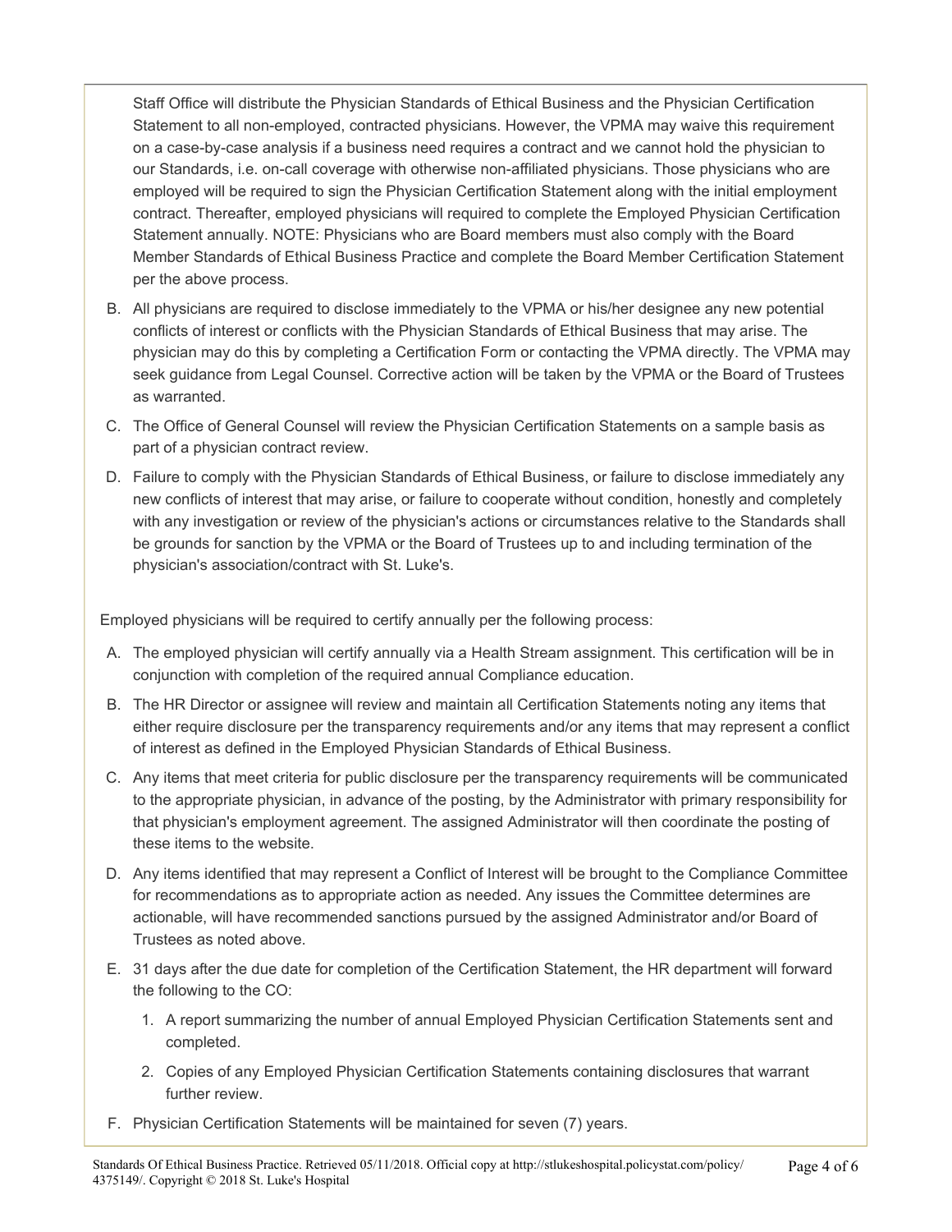Staff Office will distribute the Physician Standards of Ethical Business and the Physician Certification Statement to all non-employed, contracted physicians. However, the VPMA may waive this requirement on a case-by-case analysis if a business need requires a contract and we cannot hold the physician to our Standards, i.e. on-call coverage with otherwise non-affiliated physicians. Those physicians who are employed will be required to sign the Physician Certification Statement along with the initial employment contract. Thereafter, employed physicians will required to complete the Employed Physician Certification Statement annually. NOTE: Physicians who are Board members must also comply with the Board Member Standards of Ethical Business Practice and complete the Board Member Certification Statement per the above process.

B. All physicians are required to disclose immediately to the VPMA or his/her designee any new potential conflicts of interest or conflicts with the Physician Standards of Ethical Business that may arise. The physician may do this by completing a Certification Form or contacting the VPMA directly. The VPMA may seek guidance from Legal Counsel. Corrective action will be taken by the VPMA or the Board of Trustees as warranted.

C. The Office of General Counsel will review the Physician Certification Statements on a sample basis as part of a physician contract review.

D. Failure to comply with the Physician Standards of Ethical Business, or failure to disclose immediately any new conflicts of interest that may arise, or failure to cooperate without condition, honestly and completely with any investigation or review of the physician's actions or circumstances relative to the Standards shall be grounds for sanction by the VPMA or the Board of Trustees up to and including termination of the physician's association/contract with St. Luke's.

Employed physicians will be required to certify annually per the following process:

A. The employed physician will certify annually via a Health Stream assignment. This certification will be in conjunction with completion of the required annual Compliance education.

B. The HR Director or assignee will review and maintain all Certification Statements noting any items that either require disclosure per the transparency requirements and/or any items that may represent a conflict of interest as defined in the Employed Physician Standards of Ethical Business.

C. Any items that meet criteria for public disclosure per the transparency requirements will be communicated to the appropriate physician, in advance of the posting, by the Administrator with primary responsibility for that physician's employment agreement. The assigned Administrator will then coordinate the posting of these items to the website.

D. Any items identified that may represent a Conflict of Interest will be brought to the Compliance Committee for recommendations as to appropriate action as needed. Any issues the Committee determines are actionable, will have recommended sanctions pursued by the assigned Administrator and/or Board of Trustees as noted above.

E. 31 days after the due date for completion of the Certification Statement, the HR department will forward the following to the CO:

   1. A report summarizing the number of annual Employed Physician Certification Statements sent and completed.
   2. Copies of any Employed Physician Certification Statements containing disclosures that warrant further review.

F. Physician Certification Statements will be maintained for seven (7) years.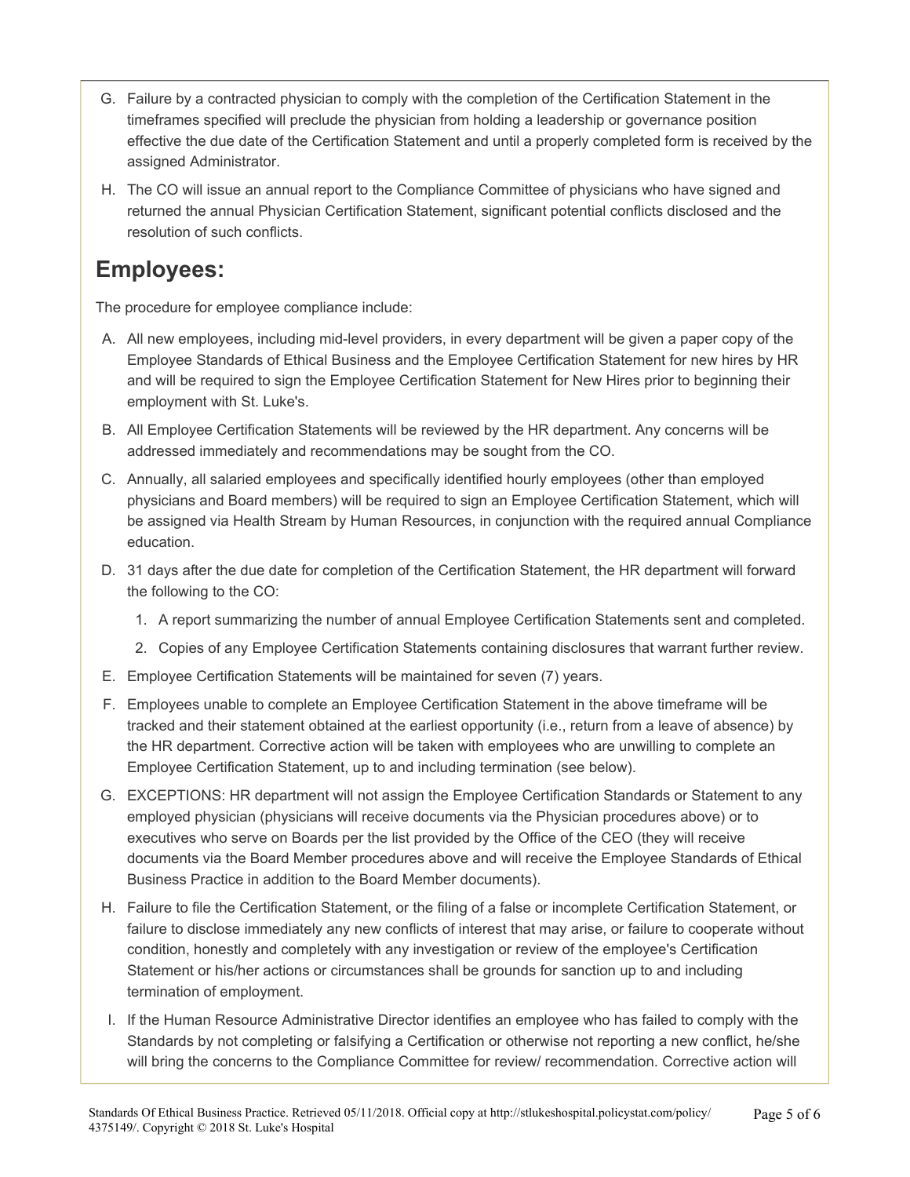G. Failure by a contracted physician to comply with the completion of the Certification Statement in the timeframes specified will preclude the physician from holding a leadership or governance position effective the due date of the Certification Statement and until a properly completed form is received by the assigned Administrator.

H. The CO will issue an annual report to the Compliance Committee of physicians who have signed and returned the annual Physician Certification Statement, significant potential conflicts disclosed and the resolution of such conflicts.

## Employees:

The procedure for employee compliance include:

A. All new employees, including mid-level providers, in every department will be given a paper copy of the Employee Standards of Ethical Business and the Employee Certification Statement for new hires by HR and will be required to sign the Employee Certification Statement for New Hires prior to beginning their employment with St. Luke's.

B. All Employee Certification Statements will be reviewed by the HR department. Any concerns will be addressed immediately and recommendations may be sought from the CO.

C. Annually, all salaried employees and specifically identified hourly employees (other than employed physicians and Board members) will be required to sign an Employee Certification Statement, which will be assigned via Health Stream by Human Resources, in conjunction with the required annual Compliance education.

D. 31 days after the due date for completion of the Certification Statement, the HR department will forward the following to the CO:

   1. A report summarizing the number of annual Employee Certification Statements sent and completed.
   2. Copies of any Employee Certification Statements containing disclosures that warrant further review.

E. Employee Certification Statements will be maintained for seven (7) years.

F. Employees unable to complete an Employee Certification Statement in the above timeframe will be tracked and their statement obtained at the earliest opportunity (i.e., return from a leave of absence) by the HR department. Corrective action will be taken with employees who are unwilling to complete an Employee Certification Statement, up to and including termination (see below).

G. EXCEPTIONS: HR department will not assign the Employee Certification Standards or Statement to any employed physician (physicians will receive documents via the Physician procedures above) or to executives who serve on Boards per the list provided by the Office of the CEO (they will receive documents via the Board Member procedures above and will receive the Employee Standards of Ethical Business Practice in addition to the Board Member documents).

H. Failure to file the Certification Statement, or the filing of a false or incomplete Certification Statement, or failure to disclose immediately any new conflicts of interest that may arise, or failure to cooperate without condition, honestly and completely with any investigation or review of the employee's Certification Statement or his/her actions or circumstances shall be grounds for sanction up to and including termination of employment.

I. If the Human Resource Administrative Director identifies an employee who has failed to comply with the Standards by not completing or falsifying a Certification or otherwise not reporting a new conflict, he/she will bring the concerns to the Compliance Committee for review/ recommendation. Corrective action will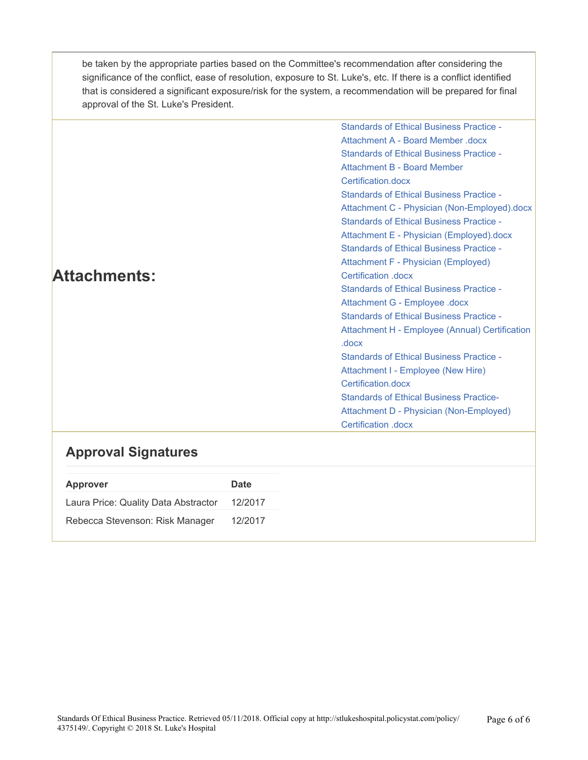be taken by the appropriate parties based on the Committee's recommendation after considering the significance of the conflict, ease of resolution, exposure to St. Luke's, etc. If there is a conflict identified that is considered a significant exposure/risk for the system, a recommendation will be prepared for final approval of the St. Luke's President.

## Attachments:

- Standards of Ethical Business Practice - Attachment A - Board Member .docx
- Standards of Ethical Business Practice - Attachment B - Board Member Certification.docx
- Standards of Ethical Business Practice - Attachment C - Physician (Non-Employed).docx
- Standards of Ethical Business Practice - Attachment E - Physician (Employed).docx
- Standards of Ethical Business Practice - Attachment F - Physician (Employed) Certification .docx
- Standards of Ethical Business Practice - Attachment G - Employee .docx
- Standards of Ethical Business Practice - Attachment H - Employee (Annual) Certification .docx
- Standards of Ethical Business Practice - Attachment I - Employee (New Hire) Certification.docx
- Standards of Ethical Business Practice- Attachment D - Physician (Non-Employed) Certification .docx

## Approval Signatures

| Approver | Date |
| --- | --- |
| Laura Price: Quality Data Abstractor | 12/2017 |
| Rebecca Stevenson: Risk Manager | 12/2017 |